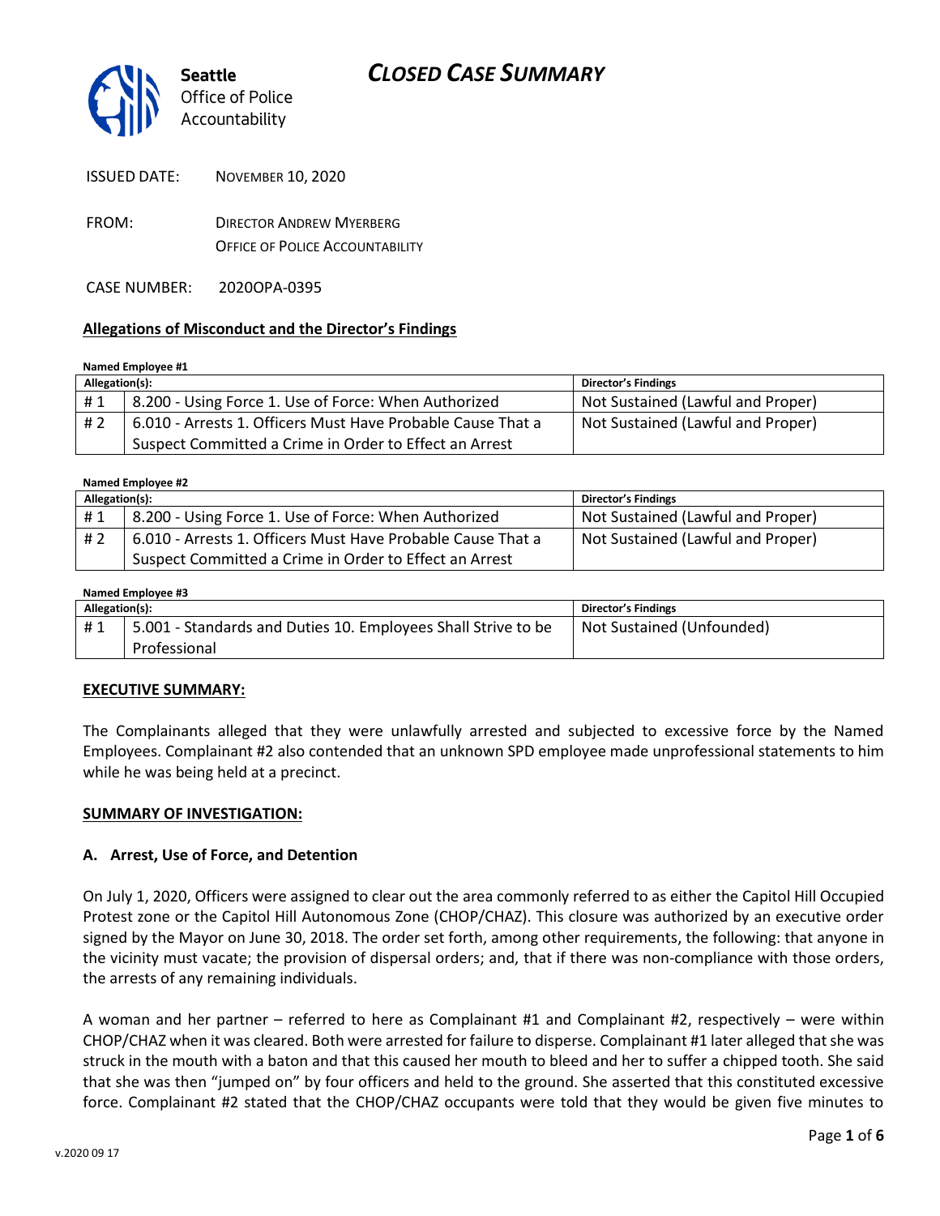# CLOSED CASE SUMMARY

Seattle Office of Police Accountability

ISSUED DATE: NOVEMBER 10, 2020

FROM: DIRECTOR ANDREW MYERBERG
OFFICE OF POLICE ACCOUNTABILITY

CASE NUMBER: 2020OPA-0395

**Allegations of Misconduct and the Director's Findings**

**Named Employee #1**

| Allegation(s): | | Director's Findings |
|---|---|---|
| # 1 | 8.200 - Using Force 1. Use of Force: When Authorized | Not Sustained (Lawful and Proper) |
| # 2 | 6.010 - Arrests 1. Officers Must Have Probable Cause That a Suspect Committed a Crime in Order to Effect an Arrest | Not Sustained (Lawful and Proper) |

**Named Employee #2**

| Allegation(s): | | Director's Findings |
|---|---|---|
| # 1 | 8.200 - Using Force 1. Use of Force: When Authorized | Not Sustained (Lawful and Proper) |
| # 2 | 6.010 - Arrests 1. Officers Must Have Probable Cause That a Suspect Committed a Crime in Order to Effect an Arrest | Not Sustained (Lawful and Proper) |

**Named Employee #3**

| Allegation(s): | | Director's Findings |
|---|---|---|
| # 1 | 5.001 - Standards and Duties 10. Employees Shall Strive to be Professional | Not Sustained (Unfounded) |

**EXECUTIVE SUMMARY:**

The Complainants alleged that they were unlawfully arrested and subjected to excessive force by the Named Employees. Complainant #2 also contended that an unknown SPD employee made unprofessional statements to him while he was being held at a precinct.

**SUMMARY OF INVESTIGATION:**

**A. Arrest, Use of Force, and Detention**

On July 1, 2020, Officers were assigned to clear out the area commonly referred to as either the Capitol Hill Occupied Protest zone or the Capitol Hill Autonomous Zone (CHOP/CHAZ). This closure was authorized by an executive order signed by the Mayor on June 30, 2018. The order set forth, among other requirements, the following: that anyone in the vicinity must vacate; the provision of dispersal orders; and, that if there was non-compliance with those orders, the arrests of any remaining individuals.

A woman and her partner – referred to here as Complainant #1 and Complainant #2, respectively – were within CHOP/CHAZ when it was cleared. Both were arrested for failure to disperse. Complainant #1 later alleged that she was struck in the mouth with a baton and that this caused her mouth to bleed and her to suffer a chipped tooth. She said that she was then "jumped on" by four officers and held to the ground. She asserted that this constituted excessive force. Complainant #2 stated that the CHOP/CHAZ occupants were told that they would be given five minutes to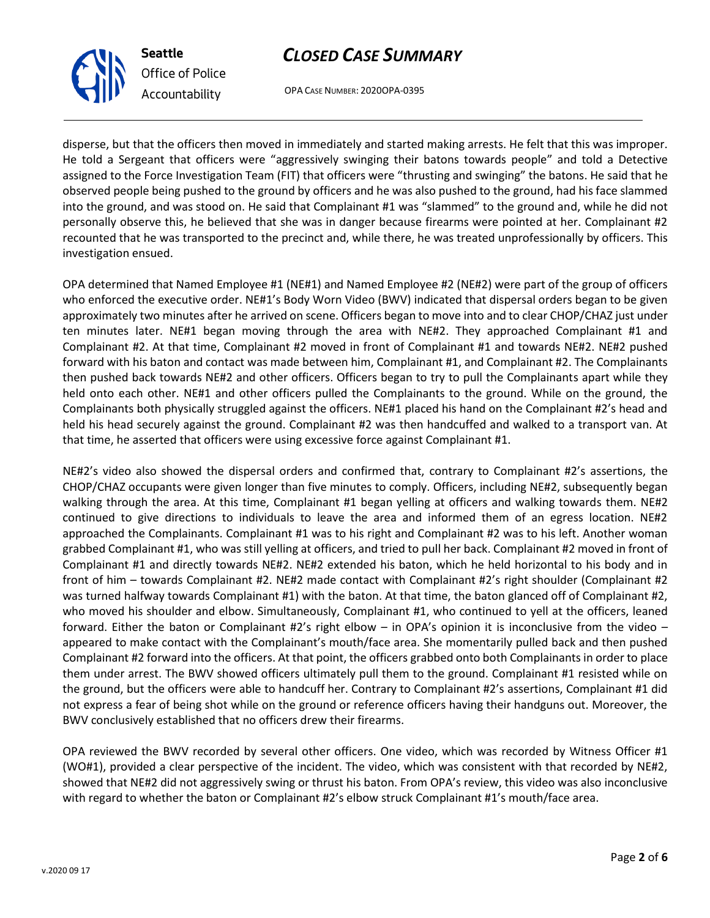disperse, but that the officers then moved in immediately and started making arrests. He felt that this was improper. He told a Sergeant that officers were "aggressively swinging their batons towards people" and told a Detective assigned to the Force Investigation Team (FIT) that officers were "thrusting and swinging" the batons. He said that he observed people being pushed to the ground by officers and he was also pushed to the ground, had his face slammed into the ground, and was stood on. He said that Complainant #1 was "slammed" to the ground and, while he did not personally observe this, he believed that she was in danger because firearms were pointed at her. Complainant #2 recounted that he was transported to the precinct and, while there, he was treated unprofessionally by officers. This investigation ensued.

OPA determined that Named Employee #1 (NE#1) and Named Employee #2 (NE#2) were part of the group of officers who enforced the executive order. NE#1's Body Worn Video (BWV) indicated that dispersal orders began to be given approximately two minutes after he arrived on scene. Officers began to move into and to clear CHOP/CHAZ just under ten minutes later. NE#1 began moving through the area with NE#2. They approached Complainant #1 and Complainant #2. At that time, Complainant #2 moved in front of Complainant #1 and towards NE#2. NE#2 pushed forward with his baton and contact was made between him, Complainant #1, and Complainant #2. The Complainants then pushed back towards NE#2 and other officers. Officers began to try to pull the Complainants apart while they held onto each other. NE#1 and other officers pulled the Complainants to the ground. While on the ground, the Complainants both physically struggled against the officers. NE#1 placed his hand on the Complainant #2's head and held his head securely against the ground. Complainant #2 was then handcuffed and walked to a transport van. At that time, he asserted that officers were using excessive force against Complainant #1.

NE#2's video also showed the dispersal orders and confirmed that, contrary to Complainant #2's assertions, the CHOP/CHAZ occupants were given longer than five minutes to comply. Officers, including NE#2, subsequently began walking through the area. At this time, Complainant #1 began yelling at officers and walking towards them. NE#2 continued to give directions to individuals to leave the area and informed them of an egress location. NE#2 approached the Complainants. Complainant #1 was to his right and Complainant #2 was to his left. Another woman grabbed Complainant #1, who was still yelling at officers, and tried to pull her back. Complainant #2 moved in front of Complainant #1 and directly towards NE#2. NE#2 extended his baton, which he held horizontal to his body and in front of him – towards Complainant #2. NE#2 made contact with Complainant #2's right shoulder (Complainant #2 was turned halfway towards Complainant #1) with the baton. At that time, the baton glanced off of Complainant #2, who moved his shoulder and elbow. Simultaneously, Complainant #1, who continued to yell at the officers, leaned forward. Either the baton or Complainant #2's right elbow – in OPA's opinion it is inconclusive from the video – appeared to make contact with the Complainant's mouth/face area. She momentarily pulled back and then pushed Complainant #2 forward into the officers. At that point, the officers grabbed onto both Complainants in order to place them under arrest. The BWV showed officers ultimately pull them to the ground. Complainant #1 resisted while on the ground, but the officers were able to handcuff her. Contrary to Complainant #2's assertions, Complainant #1 did not express a fear of being shot while on the ground or reference officers having their handguns out. Moreover, the BWV conclusively established that no officers drew their firearms.

OPA reviewed the BWV recorded by several other officers. One video, which was recorded by Witness Officer #1 (WO#1), provided a clear perspective of the incident. The video, which was consistent with that recorded by NE#2, showed that NE#2 did not aggressively swing or thrust his baton. From OPA's review, this video was also inconclusive with regard to whether the baton or Complainant #2's elbow struck Complainant #1's mouth/face area.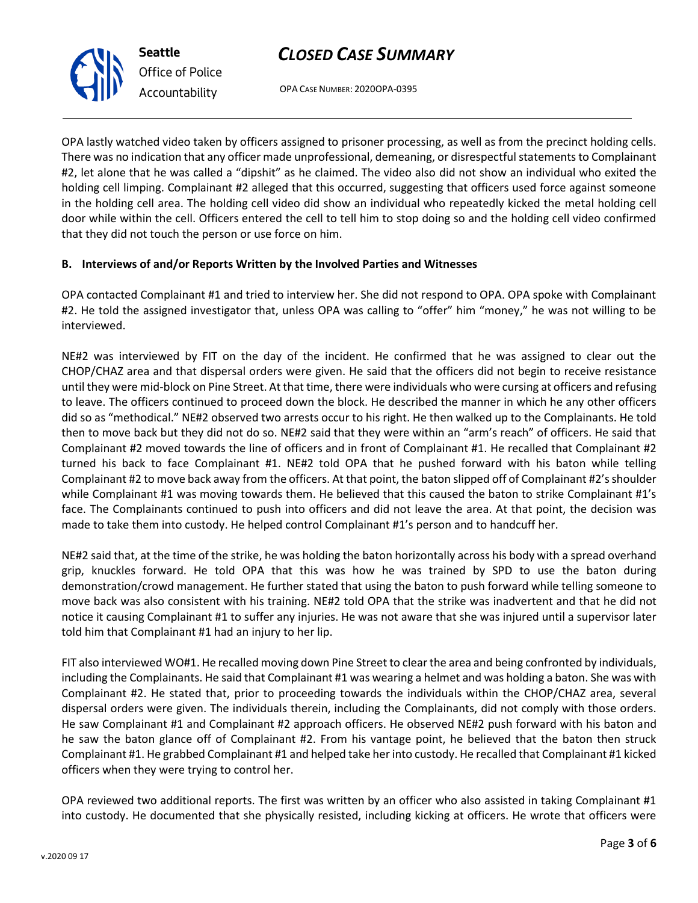OPA lastly watched video taken by officers assigned to prisoner processing, as well as from the precinct holding cells. There was no indication that any officer made unprofessional, demeaning, or disrespectful statements to Complainant #2, let alone that he was called a "dipshit" as he claimed. The video also did not show an individual who exited the holding cell limping. Complainant #2 alleged that this occurred, suggesting that officers used force against someone in the holding cell area. The holding cell video did show an individual who repeatedly kicked the metal holding cell door while within the cell. Officers entered the cell to tell him to stop doing so and the holding cell video confirmed that they did not touch the person or use force on him.

**B. Interviews of and/or Reports Written by the Involved Parties and Witnesses**

OPA contacted Complainant #1 and tried to interview her. She did not respond to OPA. OPA spoke with Complainant #2. He told the assigned investigator that, unless OPA was calling to "offer" him "money," he was not willing to be interviewed.

NE#2 was interviewed by FIT on the day of the incident. He confirmed that he was assigned to clear out the CHOP/CHAZ area and that dispersal orders were given. He said that the officers did not begin to receive resistance until they were mid-block on Pine Street. At that time, there were individuals who were cursing at officers and refusing to leave. The officers continued to proceed down the block. He described the manner in which he any other officers did so as "methodical." NE#2 observed two arrests occur to his right. He then walked up to the Complainants. He told then to move back but they did not do so. NE#2 said that they were within an "arm's reach" of officers. He said that Complainant #2 moved towards the line of officers and in front of Complainant #1. He recalled that Complainant #2 turned his back to face Complainant #1. NE#2 told OPA that he pushed forward with his baton while telling Complainant #2 to move back away from the officers. At that point, the baton slipped off of Complainant #2's shoulder while Complainant #1 was moving towards them. He believed that this caused the baton to strike Complainant #1's face. The Complainants continued to push into officers and did not leave the area. At that point, the decision was made to take them into custody. He helped control Complainant #1's person and to handcuff her.

NE#2 said that, at the time of the strike, he was holding the baton horizontally across his body with a spread overhand grip, knuckles forward. He told OPA that this was how he was trained by SPD to use the baton during demonstration/crowd management. He further stated that using the baton to push forward while telling someone to move back was also consistent with his training. NE#2 told OPA that the strike was inadvertent and that he did not notice it causing Complainant #1 to suffer any injuries. He was not aware that she was injured until a supervisor later told him that Complainant #1 had an injury to her lip.

FIT also interviewed WO#1. He recalled moving down Pine Street to clear the area and being confronted by individuals, including the Complainants. He said that Complainant #1 was wearing a helmet and was holding a baton. She was with Complainant #2. He stated that, prior to proceeding towards the individuals within the CHOP/CHAZ area, several dispersal orders were given. The individuals therein, including the Complainants, did not comply with those orders. He saw Complainant #1 and Complainant #2 approach officers. He observed NE#2 push forward with his baton and he saw the baton glance off of Complainant #2. From his vantage point, he believed that the baton then struck Complainant #1. He grabbed Complainant #1 and helped take her into custody. He recalled that Complainant #1 kicked officers when they were trying to control her.

OPA reviewed two additional reports. The first was written by an officer who also assisted in taking Complainant #1 into custody. He documented that she physically resisted, including kicking at officers. He wrote that officers were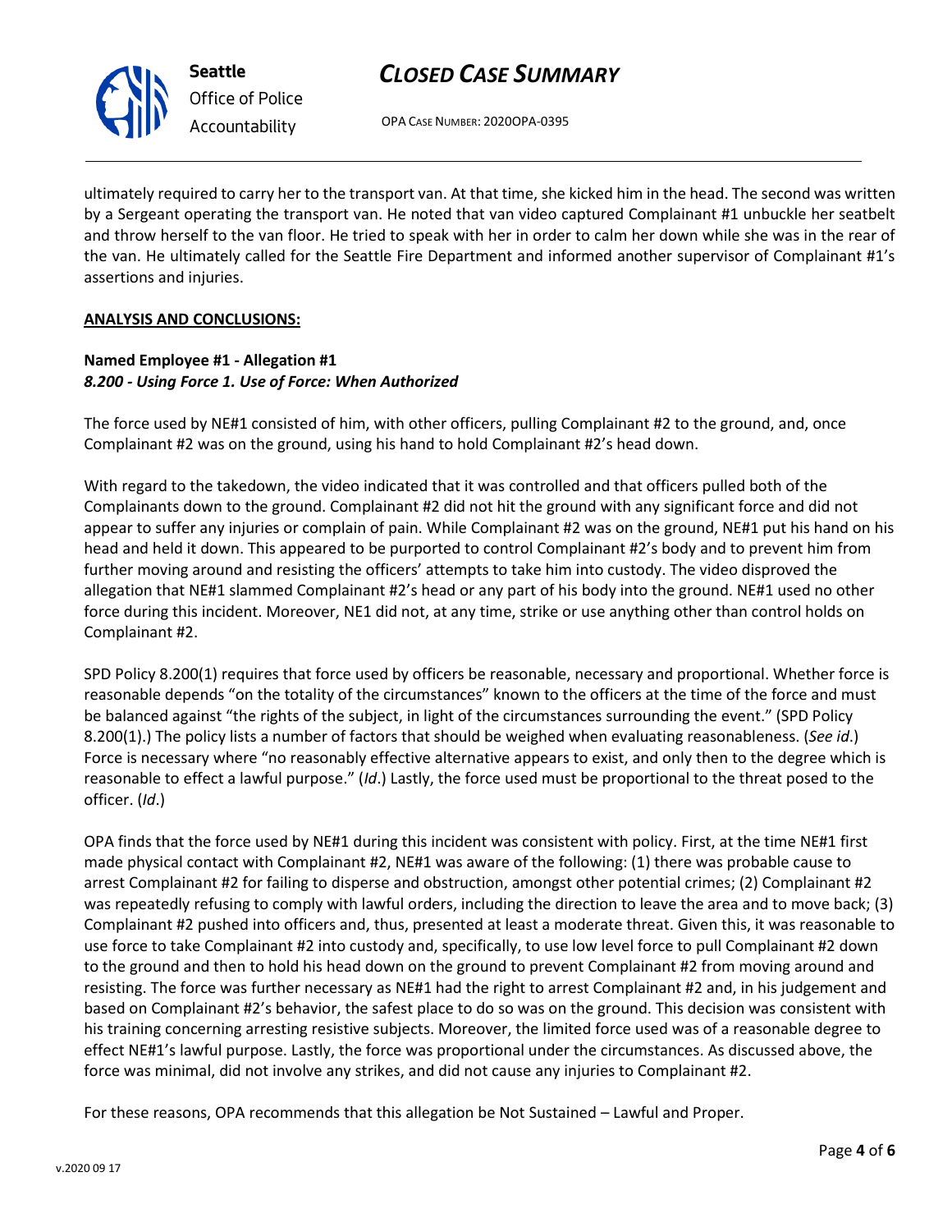ultimately required to carry her to the transport van. At that time, she kicked him in the head. The second was written by a Sergeant operating the transport van. He noted that van video captured Complainant #1 unbuckle her seatbelt and throw herself to the van floor. He tried to speak with her in order to calm her down while she was in the rear of the van. He ultimately called for the Seattle Fire Department and informed another supervisor of Complainant #1's assertions and injuries.

**ANALYSIS AND CONCLUSIONS:**

**Named Employee #1 - Allegation #1**
***8.200 - Using Force 1. Use of Force: When Authorized***

The force used by NE#1 consisted of him, with other officers, pulling Complainant #2 to the ground, and, once Complainant #2 was on the ground, using his hand to hold Complainant #2's head down.

With regard to the takedown, the video indicated that it was controlled and that officers pulled both of the Complainants down to the ground. Complainant #2 did not hit the ground with any significant force and did not appear to suffer any injuries or complain of pain. While Complainant #2 was on the ground, NE#1 put his hand on his head and held it down. This appeared to be purported to control Complainant #2's body and to prevent him from further moving around and resisting the officers' attempts to take him into custody. The video disproved the allegation that NE#1 slammed Complainant #2's head or any part of his body into the ground. NE#1 used no other force during this incident. Moreover, NE1 did not, at any time, strike or use anything other than control holds on Complainant #2.

SPD Policy 8.200(1) requires that force used by officers be reasonable, necessary and proportional. Whether force is reasonable depends "on the totality of the circumstances" known to the officers at the time of the force and must be balanced against "the rights of the subject, in light of the circumstances surrounding the event." (SPD Policy 8.200(1).) The policy lists a number of factors that should be weighed when evaluating reasonableness. (*See id*.) Force is necessary where "no reasonably effective alternative appears to exist, and only then to the degree which is reasonable to effect a lawful purpose." (*Id*.) Lastly, the force used must be proportional to the threat posed to the officer. (*Id*.)

OPA finds that the force used by NE#1 during this incident was consistent with policy. First, at the time NE#1 first made physical contact with Complainant #2, NE#1 was aware of the following: (1) there was probable cause to arrest Complainant #2 for failing to disperse and obstruction, amongst other potential crimes; (2) Complainant #2 was repeatedly refusing to comply with lawful orders, including the direction to leave the area and to move back; (3) Complainant #2 pushed into officers and, thus, presented at least a moderate threat. Given this, it was reasonable to use force to take Complainant #2 into custody and, specifically, to use low level force to pull Complainant #2 down to the ground and then to hold his head down on the ground to prevent Complainant #2 from moving around and resisting. The force was further necessary as NE#1 had the right to arrest Complainant #2 and, in his judgement and based on Complainant #2's behavior, the safest place to do so was on the ground. This decision was consistent with his training concerning arresting resistive subjects. Moreover, the limited force used was of a reasonable degree to effect NE#1's lawful purpose. Lastly, the force was proportional under the circumstances. As discussed above, the force was minimal, did not involve any strikes, and did not cause any injuries to Complainant #2.

For these reasons, OPA recommends that this allegation be Not Sustained – Lawful and Proper.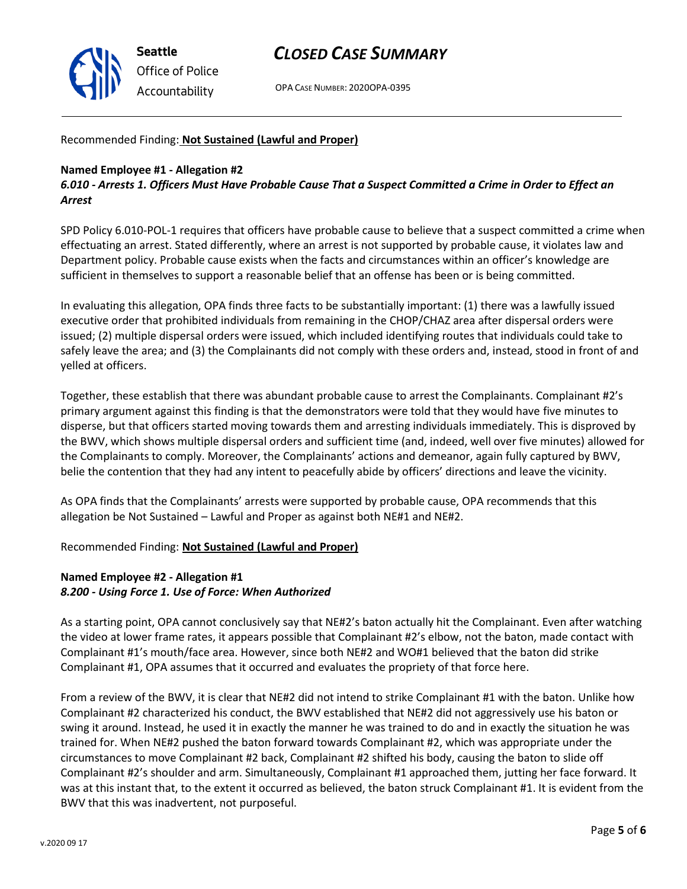Recommended Finding: **Not Sustained (Lawful and Proper)**

**Named Employee #1 - Allegation #2**
***6.010 - Arrests 1. Officers Must Have Probable Cause That a Suspect Committed a Crime in Order to Effect an Arrest***

SPD Policy 6.010-POL-1 requires that officers have probable cause to believe that a suspect committed a crime when effectuating an arrest. Stated differently, where an arrest is not supported by probable cause, it violates law and Department policy. Probable cause exists when the facts and circumstances within an officer's knowledge are sufficient in themselves to support a reasonable belief that an offense has been or is being committed.

In evaluating this allegation, OPA finds three facts to be substantially important: (1) there was a lawfully issued executive order that prohibited individuals from remaining in the CHOP/CHAZ area after dispersal orders were issued; (2) multiple dispersal orders were issued, which included identifying routes that individuals could take to safely leave the area; and (3) the Complainants did not comply with these orders and, instead, stood in front of and yelled at officers.

Together, these establish that there was abundant probable cause to arrest the Complainants. Complainant #2's primary argument against this finding is that the demonstrators were told that they would have five minutes to disperse, but that officers started moving towards them and arresting individuals immediately. This is disproved by the BWV, which shows multiple dispersal orders and sufficient time (and, indeed, well over five minutes) allowed for the Complainants to comply. Moreover, the Complainants' actions and demeanor, again fully captured by BWV, belie the contention that they had any intent to peacefully abide by officers' directions and leave the vicinity.

As OPA finds that the Complainants' arrests were supported by probable cause, OPA recommends that this allegation be Not Sustained – Lawful and Proper as against both NE#1 and NE#2.

Recommended Finding: **Not Sustained (Lawful and Proper)**

**Named Employee #2 - Allegation #1**
***8.200 - Using Force 1. Use of Force: When Authorized***

As a starting point, OPA cannot conclusively say that NE#2's baton actually hit the Complainant. Even after watching the video at lower frame rates, it appears possible that Complainant #2's elbow, not the baton, made contact with Complainant #1's mouth/face area. However, since both NE#2 and WO#1 believed that the baton did strike Complainant #1, OPA assumes that it occurred and evaluates the propriety of that force here.

From a review of the BWV, it is clear that NE#2 did not intend to strike Complainant #1 with the baton. Unlike how Complainant #2 characterized his conduct, the BWV established that NE#2 did not aggressively use his baton or swing it around. Instead, he used it in exactly the manner he was trained to do and in exactly the situation he was trained for. When NE#2 pushed the baton forward towards Complainant #2, which was appropriate under the circumstances to move Complainant #2 back, Complainant #2 shifted his body, causing the baton to slide off Complainant #2's shoulder and arm. Simultaneously, Complainant #1 approached them, jutting her face forward. It was at this instant that, to the extent it occurred as believed, the baton struck Complainant #1. It is evident from the BWV that this was inadvertent, not purposeful.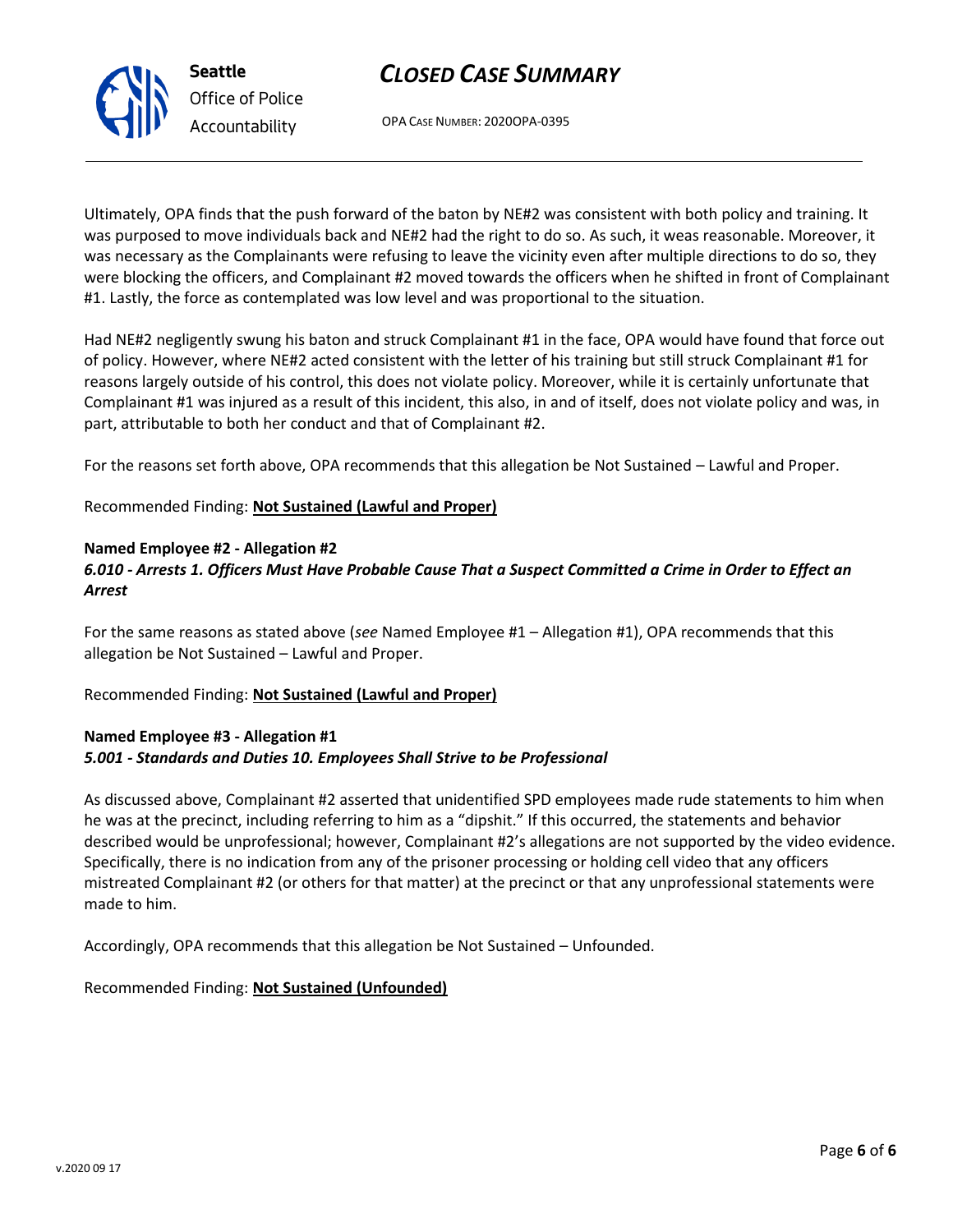Ultimately, OPA finds that the push forward of the baton by NE#2 was consistent with both policy and training. It was purposed to move individuals back and NE#2 had the right to do so. As such, it weas reasonable. Moreover, it was necessary as the Complainants were refusing to leave the vicinity even after multiple directions to do so, they were blocking the officers, and Complainant #2 moved towards the officers when he shifted in front of Complainant #1. Lastly, the force as contemplated was low level and was proportional to the situation.

Had NE#2 negligently swung his baton and struck Complainant #1 in the face, OPA would have found that force out of policy. However, where NE#2 acted consistent with the letter of his training but still struck Complainant #1 for reasons largely outside of his control, this does not violate policy. Moreover, while it is certainly unfortunate that Complainant #1 was injured as a result of this incident, this also, in and of itself, does not violate policy and was, in part, attributable to both her conduct and that of Complainant #2.

For the reasons set forth above, OPA recommends that this allegation be Not Sustained – Lawful and Proper.

Recommended Finding: **Not Sustained (Lawful and Proper)**

**Named Employee #2 - Allegation #2**
***6.010 - Arrests 1. Officers Must Have Probable Cause That a Suspect Committed a Crime in Order to Effect an Arrest***

For the same reasons as stated above (*see* Named Employee #1 – Allegation #1), OPA recommends that this allegation be Not Sustained – Lawful and Proper.

Recommended Finding: **Not Sustained (Lawful and Proper)**

**Named Employee #3 - Allegation #1**
***5.001 - Standards and Duties 10. Employees Shall Strive to be Professional***

As discussed above, Complainant #2 asserted that unidentified SPD employees made rude statements to him when he was at the precinct, including referring to him as a "dipshit." If this occurred, the statements and behavior described would be unprofessional; however, Complainant #2's allegations are not supported by the video evidence. Specifically, there is no indication from any of the prisoner processing or holding cell video that any officers mistreated Complainant #2 (or others for that matter) at the precinct or that any unprofessional statements were made to him.

Accordingly, OPA recommends that this allegation be Not Sustained – Unfounded.

Recommended Finding: **Not Sustained (Unfounded)**